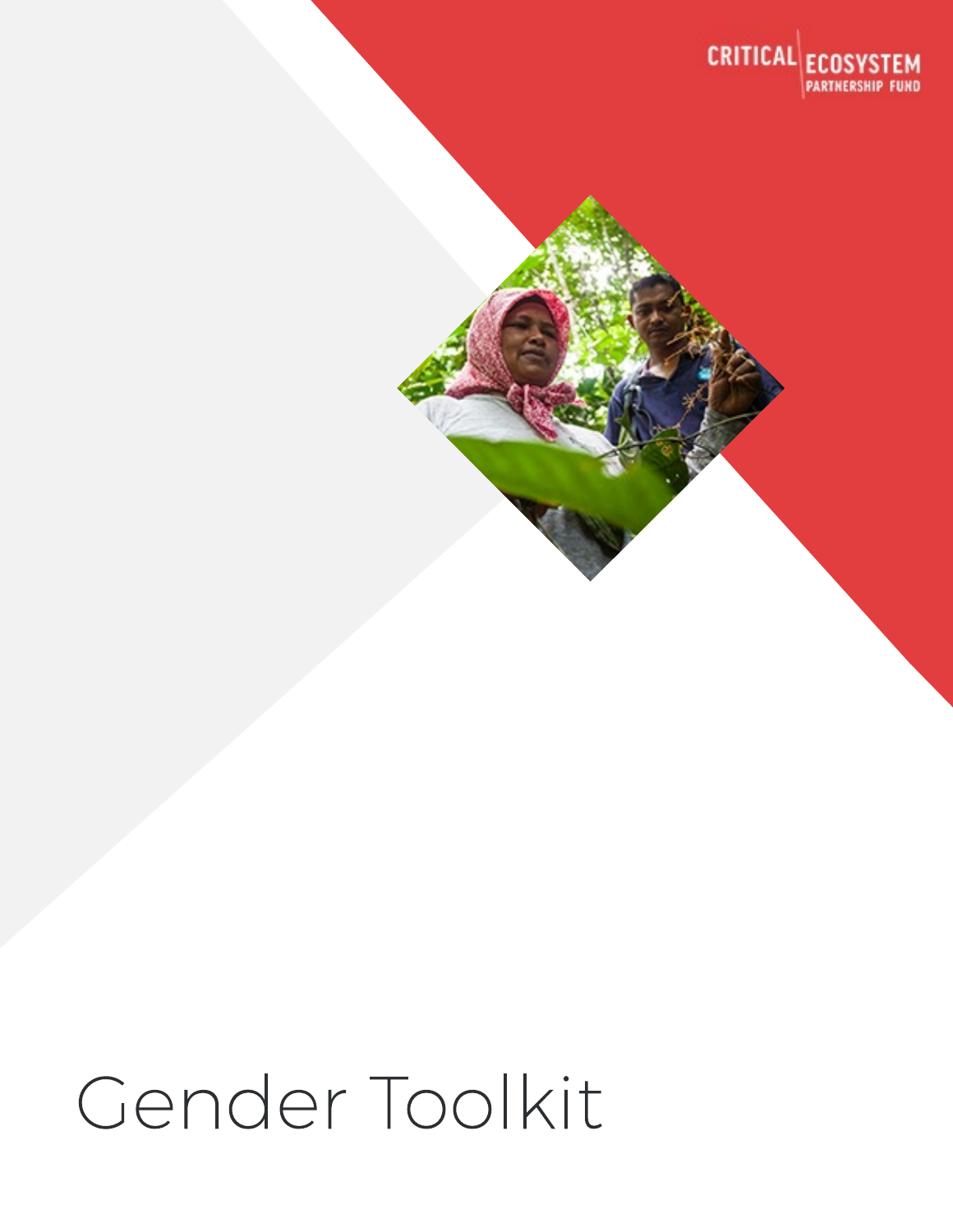CRITICAL ECOSYSTEM PARTNERSHIP FUND

# Gender Toolkit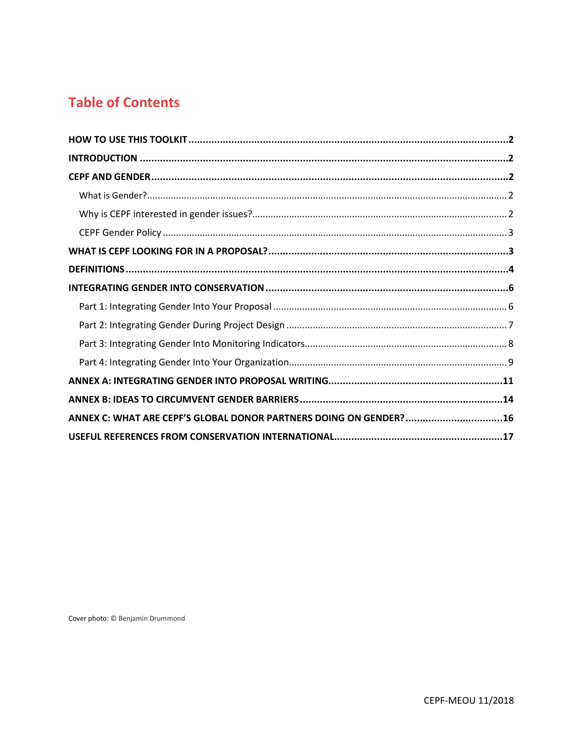# Table of Contents

**HOW TO USE THIS TOOLKIT** ..... **2**

**INTRODUCTION** ..... **2**

**CEPF AND GENDER** ..... **2**

- What is Gender? ..... 2
- Why is CEPF interested in gender issues? ..... 2
- CEPF Gender Policy ..... 3

**WHAT IS CEPF LOOKING FOR IN A PROPOSAL?** ..... **3**

**DEFINITIONS** ..... **4**

**INTEGRATING GENDER INTO CONSERVATION** ..... **6**

- Part 1: Integrating Gender Into Your Proposal ..... 6
- Part 2: Integrating Gender During Project Design ..... 7
- Part 3: Integrating Gender Into Monitoring Indicators ..... 8
- Part 4: Integrating Gender Into Your Organization ..... 9

**ANNEX A: INTEGRATING GENDER INTO PROPOSAL WRITING** ..... **11**

**ANNEX B: IDEAS TO CIRCUMVENT GENDER BARRIERS** ..... **14**

**ANNEX C: WHAT ARE CEPF'S GLOBAL DONOR PARTNERS DOING ON GENDER?** ..... **16**

**USEFUL REFERENCES FROM CONSERVATION INTERNATIONAL** ..... **17**

Cover photo: © Benjamin Drummond

CEPF-MEOU 11/2018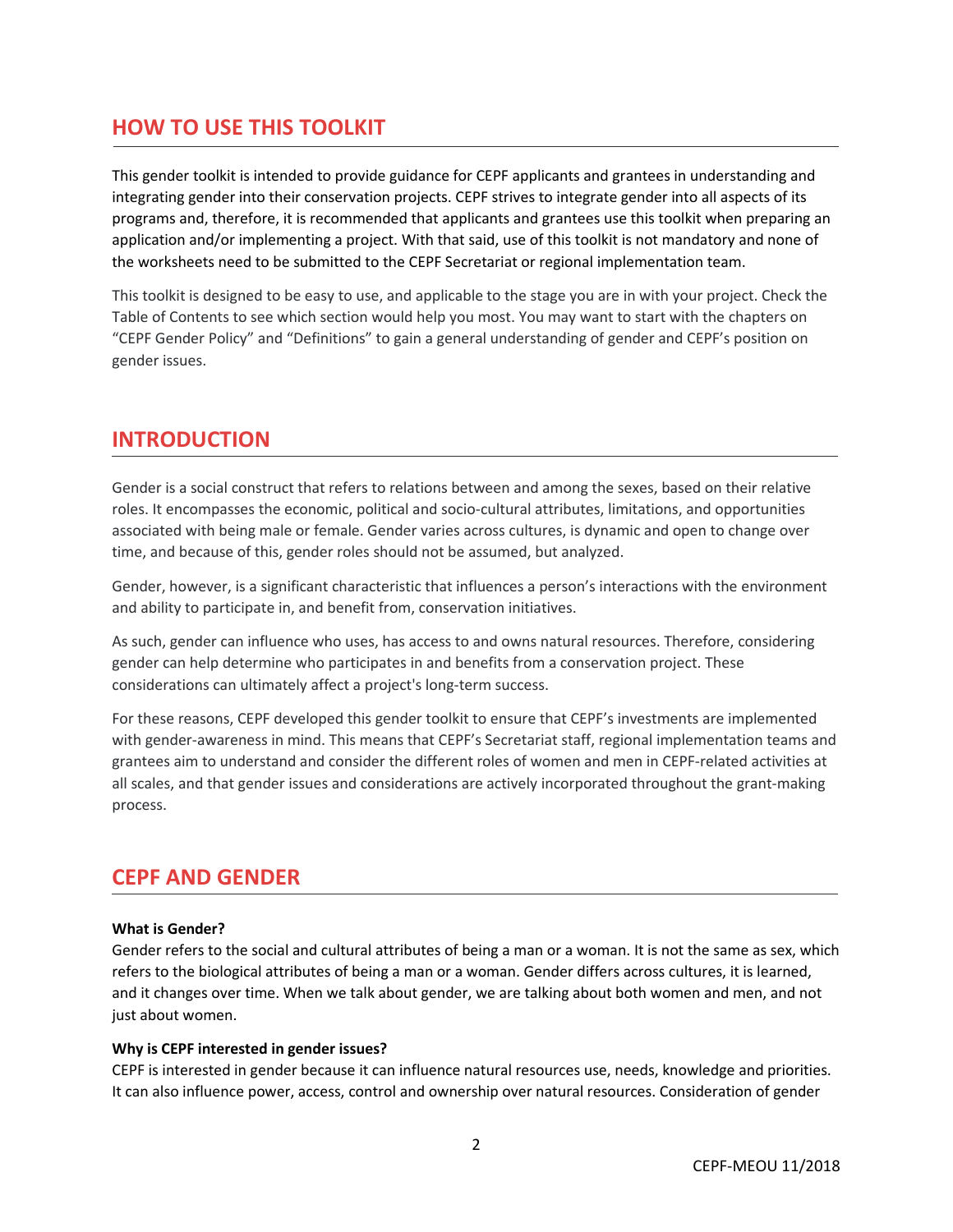## HOW TO USE THIS TOOLKIT

This gender toolkit is intended to provide guidance for CEPF applicants and grantees in understanding and integrating gender into their conservation projects. CEPF strives to integrate gender into all aspects of its programs and, therefore, it is recommended that applicants and grantees use this toolkit when preparing an application and/or implementing a project. With that said, use of this toolkit is not mandatory and none of the worksheets need to be submitted to the CEPF Secretariat or regional implementation team.

This toolkit is designed to be easy to use, and applicable to the stage you are in with your project. Check the Table of Contents to see which section would help you most. You may want to start with the chapters on "CEPF Gender Policy" and "Definitions" to gain a general understanding of gender and CEPF's position on gender issues.

## INTRODUCTION

Gender is a social construct that refers to relations between and among the sexes, based on their relative roles. It encompasses the economic, political and socio-cultural attributes, limitations, and opportunities associated with being male or female. Gender varies across cultures, is dynamic and open to change over time, and because of this, gender roles should not be assumed, but analyzed.

Gender, however, is a significant characteristic that influences a person's interactions with the environment and ability to participate in, and benefit from, conservation initiatives.

As such, gender can influence who uses, has access to and owns natural resources. Therefore, considering gender can help determine who participates in and benefits from a conservation project. These considerations can ultimately affect a project's long-term success.

For these reasons, CEPF developed this gender toolkit to ensure that CEPF's investments are implemented with gender-awareness in mind. This means that CEPF's Secretariat staff, regional implementation teams and grantees aim to understand and consider the different roles of women and men in CEPF-related activities at all scales, and that gender issues and considerations are actively incorporated throughout the grant-making process.

## CEPF AND GENDER

**What is Gender?**
Gender refers to the social and cultural attributes of being a man or a woman. It is not the same as sex, which refers to the biological attributes of being a man or a woman. Gender differs across cultures, it is learned, and it changes over time. When we talk about gender, we are talking about both women and men, and not just about women.

**Why is CEPF interested in gender issues?**
CEPF is interested in gender because it can influence natural resources use, needs, knowledge and priorities. It can also influence power, access, control and ownership over natural resources. Consideration of gender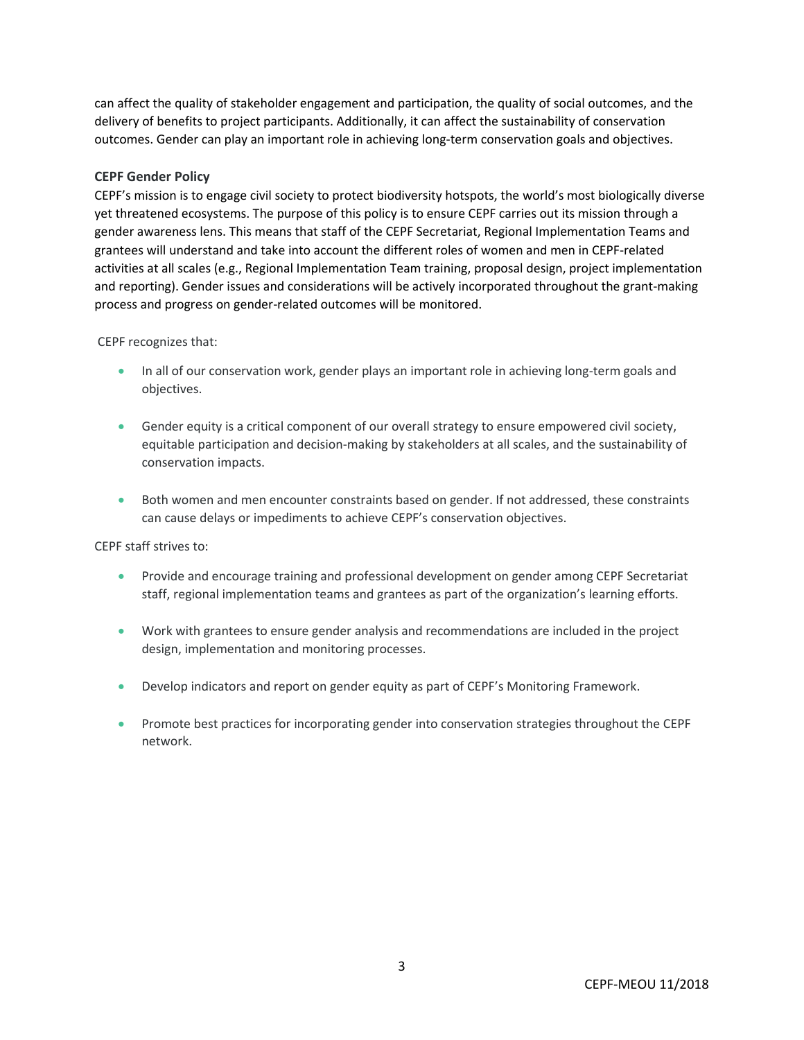can affect the quality of stakeholder engagement and participation, the quality of social outcomes, and the delivery of benefits to project participants. Additionally, it can affect the sustainability of conservation outcomes. Gender can play an important role in achieving long-term conservation goals and objectives.

**CEPF Gender Policy**

CEPF's mission is to engage civil society to protect biodiversity hotspots, the world's most biologically diverse yet threatened ecosystems. The purpose of this policy is to ensure CEPF carries out its mission through a gender awareness lens. This means that staff of the CEPF Secretariat, Regional Implementation Teams and grantees will understand and take into account the different roles of women and men in CEPF-related activities at all scales (e.g., Regional Implementation Team training, proposal design, project implementation and reporting). Gender issues and considerations will be actively incorporated throughout the grant-making process and progress on gender-related outcomes will be monitored.

CEPF recognizes that:

- In all of our conservation work, gender plays an important role in achieving long-term goals and objectives.
- Gender equity is a critical component of our overall strategy to ensure empowered civil society, equitable participation and decision-making by stakeholders at all scales, and the sustainability of conservation impacts.
- Both women and men encounter constraints based on gender. If not addressed, these constraints can cause delays or impediments to achieve CEPF's conservation objectives.

CEPF staff strives to:

- Provide and encourage training and professional development on gender among CEPF Secretariat staff, regional implementation teams and grantees as part of the organization's learning efforts.
- Work with grantees to ensure gender analysis and recommendations are included in the project design, implementation and monitoring processes.
- Develop indicators and report on gender equity as part of CEPF's Monitoring Framework.
- Promote best practices for incorporating gender into conservation strategies throughout the CEPF network.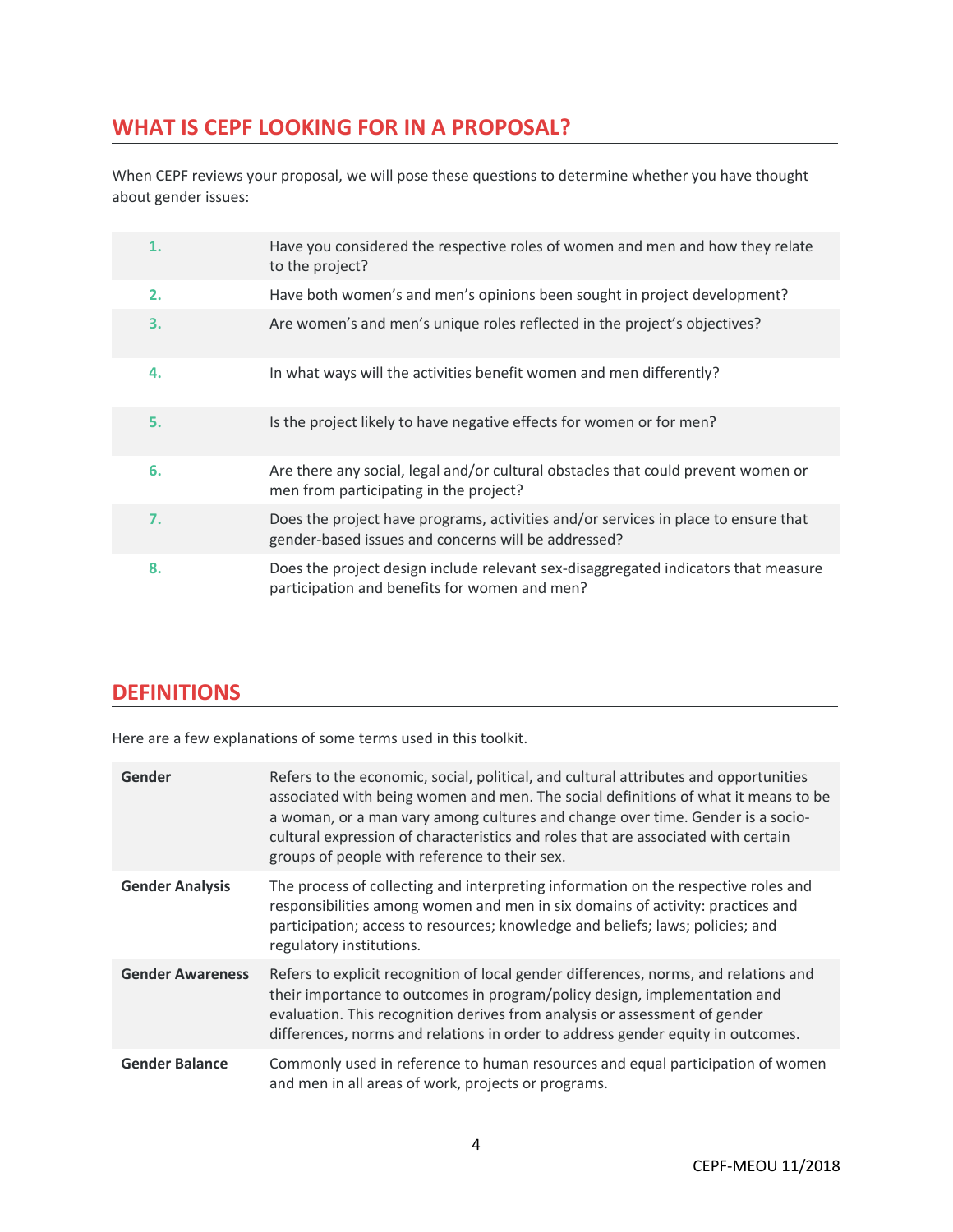## WHAT IS CEPF LOOKING FOR IN A PROPOSAL?

When CEPF reviews your proposal, we will pose these questions to determine whether you have thought about gender issues:

| | |
|---|---|
| **1.** | Have you considered the respective roles of women and men and how they relate to the project? |
| **2.** | Have both women's and men's opinions been sought in project development? |
| **3.** | Are women's and men's unique roles reflected in the project's objectives? |
| **4.** | In what ways will the activities benefit women and men differently? |
| **5.** | Is the project likely to have negative effects for women or for men? |
| **6.** | Are there any social, legal and/or cultural obstacles that could prevent women or men from participating in the project? |
| **7.** | Does the project have programs, activities and/or services in place to ensure that gender-based issues and concerns will be addressed? |
| **8.** | Does the project design include relevant sex-disaggregated indicators that measure participation and benefits for women and men? |

## DEFINITIONS

Here are a few explanations of some terms used in this toolkit.

| | |
|---|---|
| **Gender** | Refers to the economic, social, political, and cultural attributes and opportunities associated with being women and men. The social definitions of what it means to be a woman, or a man vary among cultures and change over time. Gender is a socio-cultural expression of characteristics and roles that are associated with certain groups of people with reference to their sex. |
| **Gender Analysis** | The process of collecting and interpreting information on the respective roles and responsibilities among women and men in six domains of activity: practices and participation; access to resources; knowledge and beliefs; laws; policies; and regulatory institutions. |
| **Gender Awareness** | Refers to explicit recognition of local gender differences, norms, and relations and their importance to outcomes in program/policy design, implementation and evaluation. This recognition derives from analysis or assessment of gender differences, norms and relations in order to address gender equity in outcomes. |
| **Gender Balance** | Commonly used in reference to human resources and equal participation of women and men in all areas of work, projects or programs. |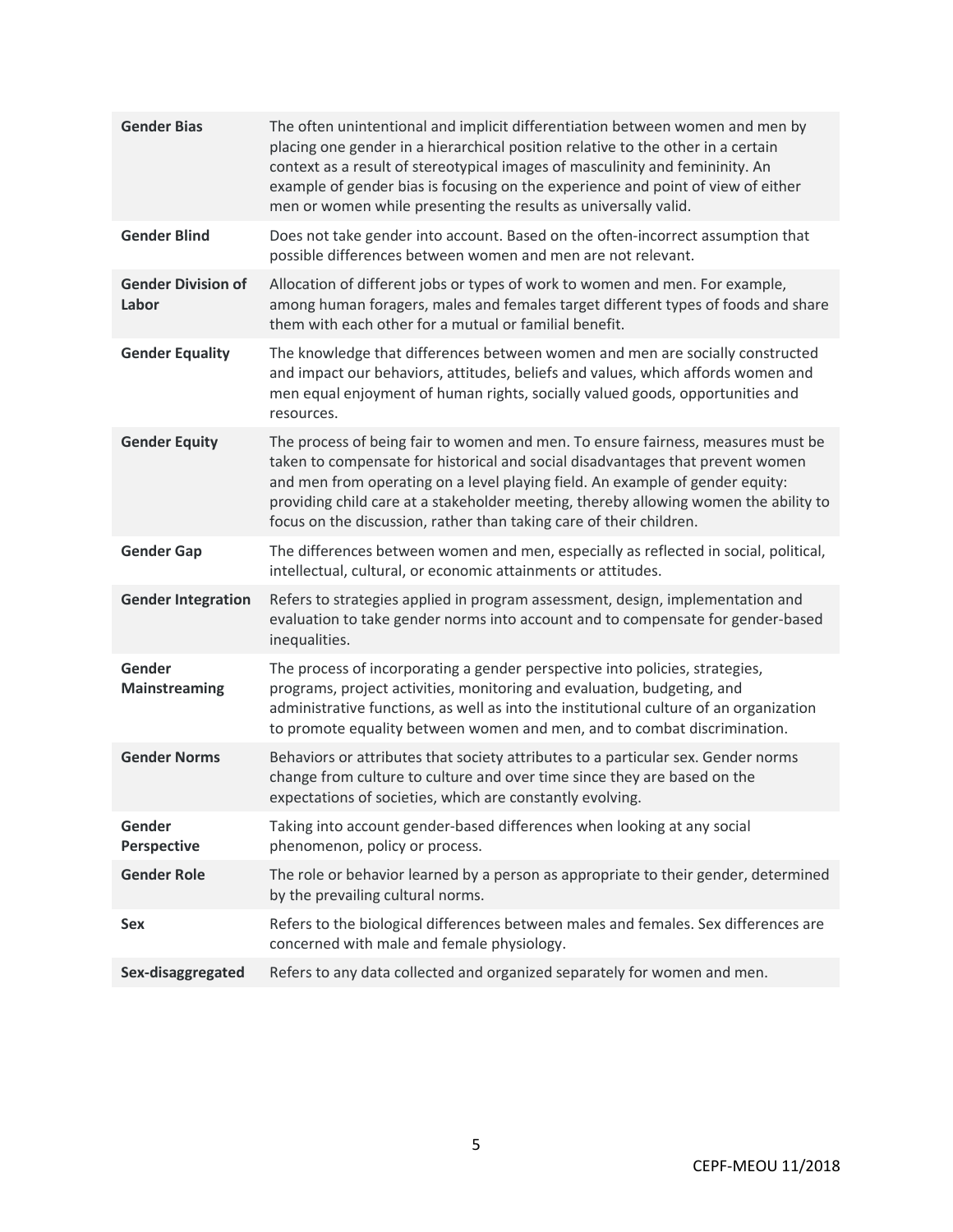| | |
|---|---|
| **Gender Bias** | The often unintentional and implicit differentiation between women and men by placing one gender in a hierarchical position relative to the other in a certain context as a result of stereotypical images of masculinity and femininity. An example of gender bias is focusing on the experience and point of view of either men or women while presenting the results as universally valid. |
| **Gender Blind** | Does not take gender into account. Based on the often-incorrect assumption that possible differences between women and men are not relevant. |
| **Gender Division of Labor** | Allocation of different jobs or types of work to women and men. For example, among human foragers, males and females target different types of foods and share them with each other for a mutual or familial benefit. |
| **Gender Equality** | The knowledge that differences between women and men are socially constructed and impact our behaviors, attitudes, beliefs and values, which affords women and men equal enjoyment of human rights, socially valued goods, opportunities and resources. |
| **Gender Equity** | The process of being fair to women and men. To ensure fairness, measures must be taken to compensate for historical and social disadvantages that prevent women and men from operating on a level playing field. An example of gender equity: providing child care at a stakeholder meeting, thereby allowing women the ability to focus on the discussion, rather than taking care of their children. |
| **Gender Gap** | The differences between women and men, especially as reflected in social, political, intellectual, cultural, or economic attainments or attitudes. |
| **Gender Integration** | Refers to strategies applied in program assessment, design, implementation and evaluation to take gender norms into account and to compensate for gender-based inequalities. |
| **Gender Mainstreaming** | The process of incorporating a gender perspective into policies, strategies, programs, project activities, monitoring and evaluation, budgeting, and administrative functions, as well as into the institutional culture of an organization to promote equality between women and men, and to combat discrimination. |
| **Gender Norms** | Behaviors or attributes that society attributes to a particular sex. Gender norms change from culture to culture and over time since they are based on the expectations of societies, which are constantly evolving. |
| **Gender Perspective** | Taking into account gender-based differences when looking at any social phenomenon, policy or process. |
| **Gender Role** | The role or behavior learned by a person as appropriate to their gender, determined by the prevailing cultural norms. |
| **Sex** | Refers to the biological differences between males and females. Sex differences are concerned with male and female physiology. |
| **Sex-disaggregated** | Refers to any data collected and organized separately for women and men. |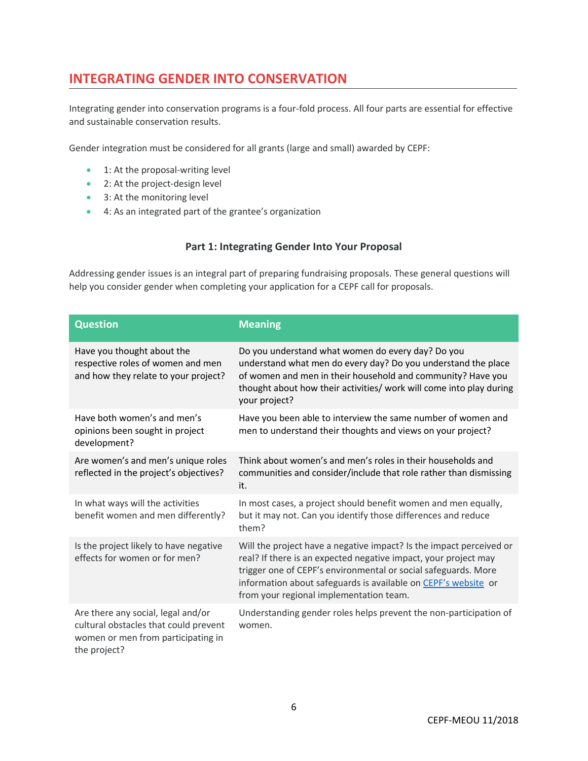## INTEGRATING GENDER INTO CONSERVATION

Integrating gender into conservation programs is a four-fold process. All four parts are essential for effective and sustainable conservation results.

Gender integration must be considered for all grants (large and small) awarded by CEPF:

- 1: At the proposal-writing level
- 2: At the project-design level
- 3: At the monitoring level
- 4: As an integrated part of the grantee's organization

### Part 1: Integrating Gender Into Your Proposal

Addressing gender issues is an integral part of preparing fundraising proposals. These general questions will help you consider gender when completing your application for a CEPF call for proposals.

| Question | Meaning |
|---|---|
| Have you thought about the respective roles of women and men and how they relate to your project? | Do you understand what women do every day? Do you understand what men do every day? Do you understand the place of women and men in their household and community? Have you thought about how their activities/ work will come into play during your project? |
| Have both women's and men's opinions been sought in project development? | Have you been able to interview the same number of women and men to understand their thoughts and views on your project? |
| Are women's and men's unique roles reflected in the project's objectives? | Think about women's and men's roles in their households and communities and consider/include that role rather than dismissing it. |
| In what ways will the activities benefit women and men differently? | In most cases, a project should benefit women and men equally, but it may not. Can you identify those differences and reduce them? |
| Is the project likely to have negative effects for women or for men? | Will the project have a negative impact? Is the impact perceived or real? If there is an expected negative impact, your project may trigger one of CEPF's environmental or social safeguards. More information about safeguards is available on CEPF's website or from your regional implementation team. |
| Are there any social, legal and/or cultural obstacles that could prevent women or men from participating in the project? | Understanding gender roles helps prevent the non-participation of women. |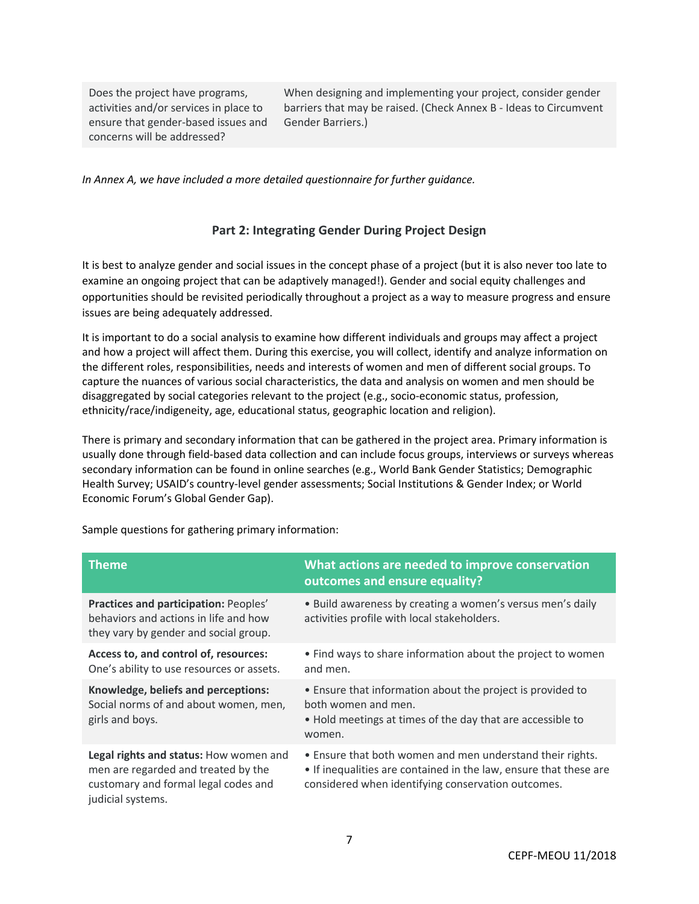| | |
|---|---|
| Does the project have programs, activities and/or services in place to ensure that gender-based issues and concerns will be addressed? | When designing and implementing your project, consider gender barriers that may be raised. (Check Annex B - Ideas to Circumvent Gender Barriers.) |

*In Annex A, we have included a more detailed questionnaire for further guidance.*

## Part 2: Integrating Gender During Project Design

It is best to analyze gender and social issues in the concept phase of a project (but it is also never too late to examine an ongoing project that can be adaptively managed!). Gender and social equity challenges and opportunities should be revisited periodically throughout a project as a way to measure progress and ensure issues are being adequately addressed.

It is important to do a social analysis to examine how different individuals and groups may affect a project and how a project will affect them. During this exercise, you will collect, identify and analyze information on the different roles, responsibilities, needs and interests of women and men of different social groups. To capture the nuances of various social characteristics, the data and analysis on women and men should be disaggregated by social categories relevant to the project (e.g., socio-economic status, profession, ethnicity/race/indigeneity, age, educational status, geographic location and religion).

There is primary and secondary information that can be gathered in the project area. Primary information is usually done through field-based data collection and can include focus groups, interviews or surveys whereas secondary information can be found in online searches (e.g., World Bank Gender Statistics; Demographic Health Survey; USAID's country-level gender assessments; Social Institutions & Gender Index; or World Economic Forum's Global Gender Gap).

Sample questions for gathering primary information:

| Theme | What actions are needed to improve conservation outcomes and ensure equality? |
|---|---|
| **Practices and participation:** Peoples' behaviors and actions in life and how they vary by gender and social group. | • Build awareness by creating a women's versus men's daily activities profile with local stakeholders. |
| **Access to, and control of, resources:** One's ability to use resources or assets. | • Find ways to share information about the project to women and men. |
| **Knowledge, beliefs and perceptions:** Social norms of and about women, men, girls and boys. | • Ensure that information about the project is provided to both women and men.<br>• Hold meetings at times of the day that are accessible to women. |
| **Legal rights and status:** How women and men are regarded and treated by the customary and formal legal codes and judicial systems. | • Ensure that both women and men understand their rights.<br>• If inequalities are contained in the law, ensure that these are considered when identifying conservation outcomes. |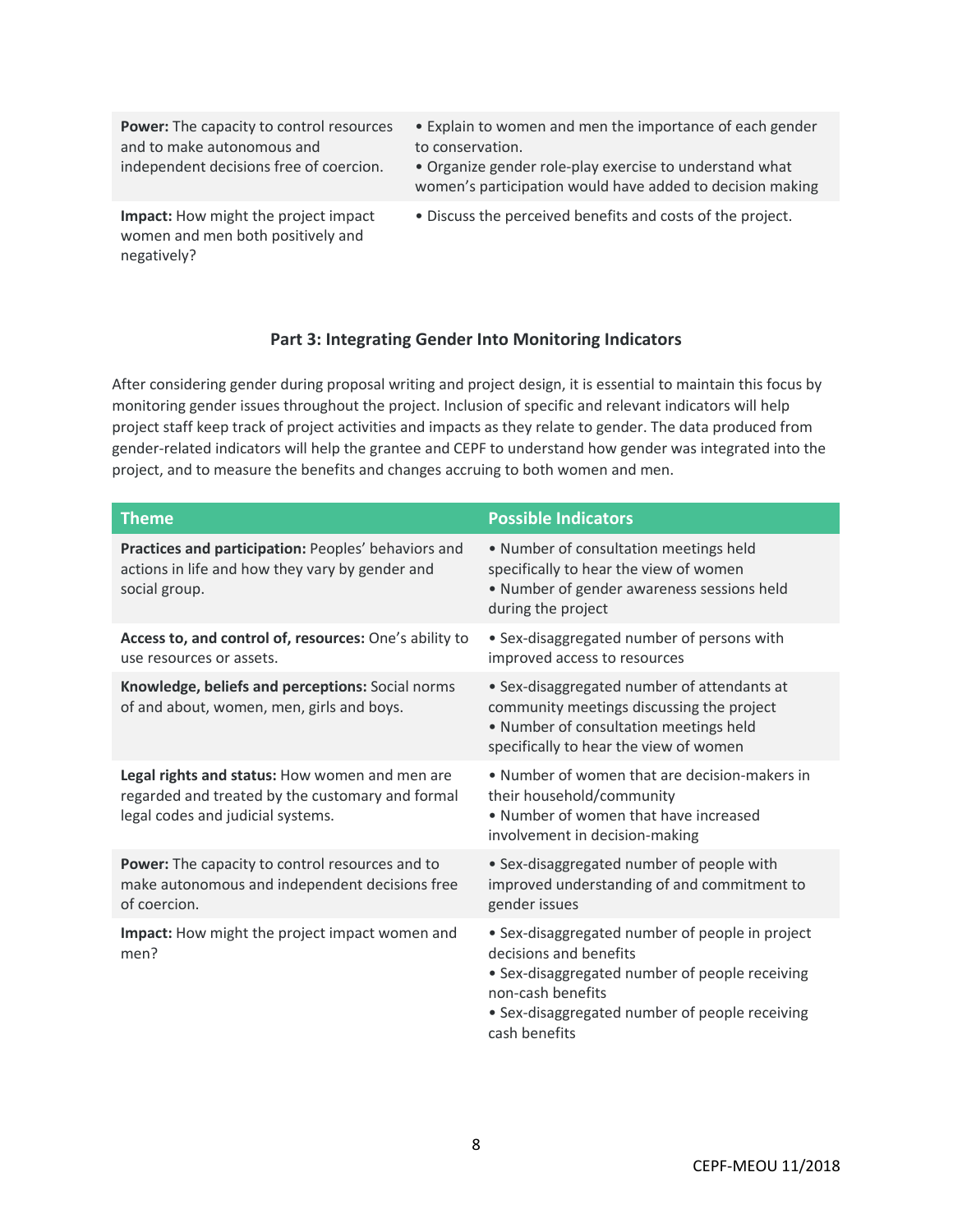| | |
|---|---|
| **Power:** The capacity to control resources and to make autonomous and independent decisions free of coercion. | • Explain to women and men the importance of each gender to conservation.<br>• Organize gender role-play exercise to understand what women's participation would have added to decision making |
| **Impact:** How might the project impact women and men both positively and negatively? | • Discuss the perceived benefits and costs of the project. |

### Part 3: Integrating Gender Into Monitoring Indicators

After considering gender during proposal writing and project design, it is essential to maintain this focus by monitoring gender issues throughout the project. Inclusion of specific and relevant indicators will help project staff keep track of project activities and impacts as they relate to gender. The data produced from gender-related indicators will help the grantee and CEPF to understand how gender was integrated into the project, and to measure the benefits and changes accruing to both women and men.

| Theme | Possible Indicators |
|---|---|
| **Practices and participation:** Peoples' behaviors and actions in life and how they vary by gender and social group. | • Number of consultation meetings held specifically to hear the view of women<br>• Number of gender awareness sessions held during the project |
| **Access to, and control of, resources:** One's ability to use resources or assets. | • Sex-disaggregated number of persons with improved access to resources |
| **Knowledge, beliefs and perceptions:** Social norms of and about, women, men, girls and boys. | • Sex-disaggregated number of attendants at community meetings discussing the project<br>• Number of consultation meetings held specifically to hear the view of women |
| **Legal rights and status:** How women and men are regarded and treated by the customary and formal legal codes and judicial systems. | • Number of women that are decision-makers in their household/community<br>• Number of women that have increased involvement in decision-making |
| **Power:** The capacity to control resources and to make autonomous and independent decisions free of coercion. | • Sex-disaggregated number of people with improved understanding of and commitment to gender issues |
| **Impact:** How might the project impact women and men? | • Sex-disaggregated number of people in project decisions and benefits<br>• Sex-disaggregated number of people receiving non-cash benefits<br>• Sex-disaggregated number of people receiving cash benefits |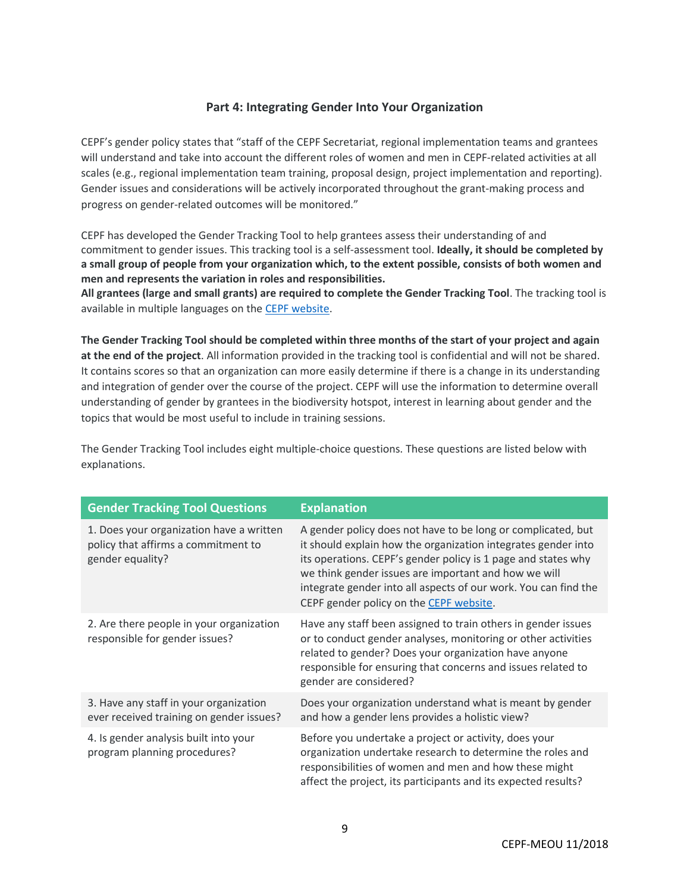## Part 4: Integrating Gender Into Your Organization

CEPF's gender policy states that "staff of the CEPF Secretariat, regional implementation teams and grantees will understand and take into account the different roles of women and men in CEPF-related activities at all scales (e.g., regional implementation team training, proposal design, project implementation and reporting). Gender issues and considerations will be actively incorporated throughout the grant-making process and progress on gender-related outcomes will be monitored."

CEPF has developed the Gender Tracking Tool to help grantees assess their understanding of and commitment to gender issues. This tracking tool is a self-assessment tool. **Ideally, it should be completed by a small group of people from your organization which, to the extent possible, consists of both women and men and represents the variation in roles and responsibilities.**
**All grantees (large and small grants) are required to complete the Gender Tracking Tool**. The tracking tool is available in multiple languages on the CEPF website.

**The Gender Tracking Tool should be completed within three months of the start of your project and again at the end of the project**. All information provided in the tracking tool is confidential and will not be shared. It contains scores so that an organization can more easily determine if there is a change in its understanding and integration of gender over the course of the project. CEPF will use the information to determine overall understanding of gender by grantees in the biodiversity hotspot, interest in learning about gender and the topics that would be most useful to include in training sessions.

The Gender Tracking Tool includes eight multiple-choice questions. These questions are listed below with explanations.

| Gender Tracking Tool Questions | Explanation |
| --- | --- |
| 1. Does your organization have a written policy that affirms a commitment to gender equality? | A gender policy does not have to be long or complicated, but it should explain how the organization integrates gender into its operations. CEPF's gender policy is 1 page and states why we think gender issues are important and how we will integrate gender into all aspects of our work. You can find the CEPF gender policy on the CEPF website. |
| 2. Are there people in your organization responsible for gender issues? | Have any staff been assigned to train others in gender issues or to conduct gender analyses, monitoring or other activities related to gender? Does your organization have anyone responsible for ensuring that concerns and issues related to gender are considered? |
| 3. Have any staff in your organization ever received training on gender issues? | Does your organization understand what is meant by gender and how a gender lens provides a holistic view? |
| 4. Is gender analysis built into your program planning procedures? | Before you undertake a project or activity, does your organization undertake research to determine the roles and responsibilities of women and men and how these might affect the project, its participants and its expected results? |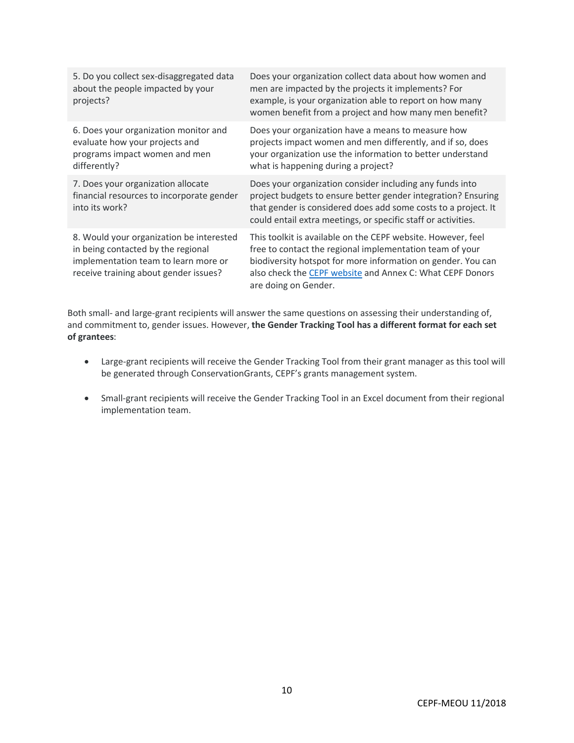| | |
|---|---|
| 5. Do you collect sex-disaggregated data about the people impacted by your projects? | Does your organization collect data about how women and men are impacted by the projects it implements? For example, is your organization able to report on how many women benefit from a project and how many men benefit? |
| 6. Does your organization monitor and evaluate how your projects and programs impact women and men differently? | Does your organization have a means to measure how projects impact women and men differently, and if so, does your organization use the information to better understand what is happening during a project? |
| 7. Does your organization allocate financial resources to incorporate gender into its work? | Does your organization consider including any funds into project budgets to ensure better gender integration? Ensuring that gender is considered does add some costs to a project. It could entail extra meetings, or specific staff or activities. |
| 8. Would your organization be interested in being contacted by the regional implementation team to learn more or receive training about gender issues? | This toolkit is available on the CEPF website. However, feel free to contact the regional implementation team of your biodiversity hotspot for more information on gender. You can also check the [CEPF website] and Annex C: What CEPF Donors are doing on Gender. |

Both small- and large-grant recipients will answer the same questions on assessing their understanding of, and commitment to, gender issues. However, **the Gender Tracking Tool has a different format for each set of grantees**:

- Large-grant recipients will receive the Gender Tracking Tool from their grant manager as this tool will be generated through ConservationGrants, CEPF's grants management system.
- Small-grant recipients will receive the Gender Tracking Tool in an Excel document from their regional implementation team.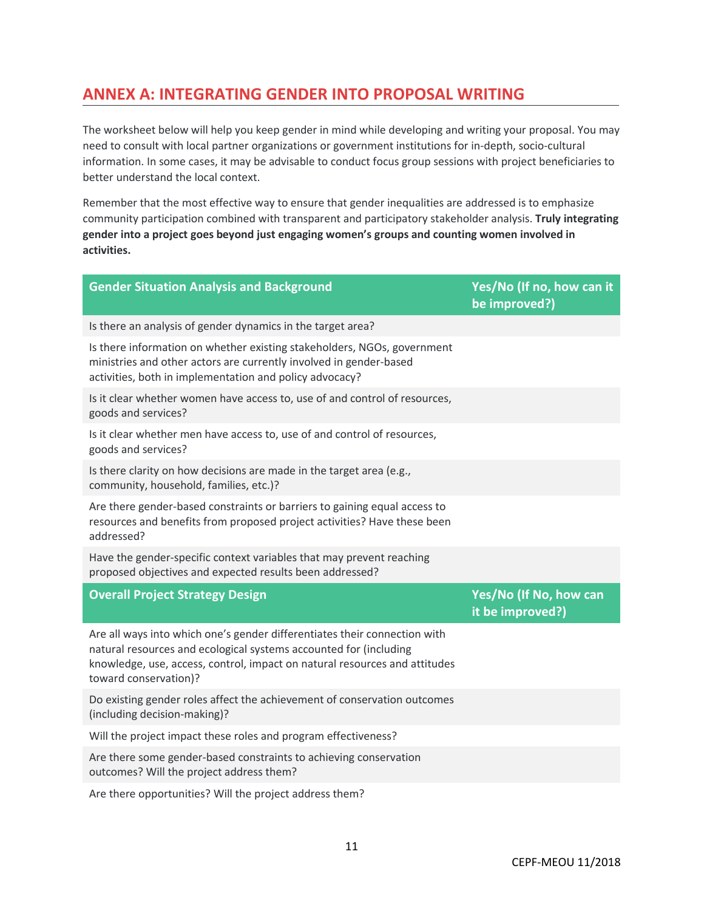## ANNEX A: INTEGRATING GENDER INTO PROPOSAL WRITING

The worksheet below will help you keep gender in mind while developing and writing your proposal. You may need to consult with local partner organizations or government institutions for in-depth, socio-cultural information. In some cases, it may be advisable to conduct focus group sessions with project beneficiaries to better understand the local context.

Remember that the most effective way to ensure that gender inequalities are addressed is to emphasize community participation combined with transparent and participatory stakeholder analysis. **Truly integrating gender into a project goes beyond just engaging women's groups and counting women involved in activities.**

| Gender Situation Analysis and Background | Yes/No (If no, how can it be improved?) |
|---|---|
| Is there an analysis of gender dynamics in the target area? | |
| Is there information on whether existing stakeholders, NGOs, government ministries and other actors are currently involved in gender-based activities, both in implementation and policy advocacy? | |
| Is it clear whether women have access to, use of and control of resources, goods and services? | |
| Is it clear whether men have access to, use of and control of resources, goods and services? | |
| Is there clarity on how decisions are made in the target area (e.g., community, household, families, etc.)? | |
| Are there gender-based constraints or barriers to gaining equal access to resources and benefits from proposed project activities? Have these been addressed? | |
| Have the gender-specific context variables that may prevent reaching proposed objectives and expected results been addressed? | |
| **Overall Project Strategy Design** | **Yes/No (If No, how can it be improved?)** |
| Are all ways into which one's gender differentiates their connection with natural resources and ecological systems accounted for (including knowledge, use, access, control, impact on natural resources and attitudes toward conservation)? | |
| Do existing gender roles affect the achievement of conservation outcomes (including decision-making)? | |
| Will the project impact these roles and program effectiveness? | |
| Are there some gender-based constraints to achieving conservation outcomes? Will the project address them? | |
| Are there opportunities? Will the project address them? | |

CEPF-MEOU 11/2018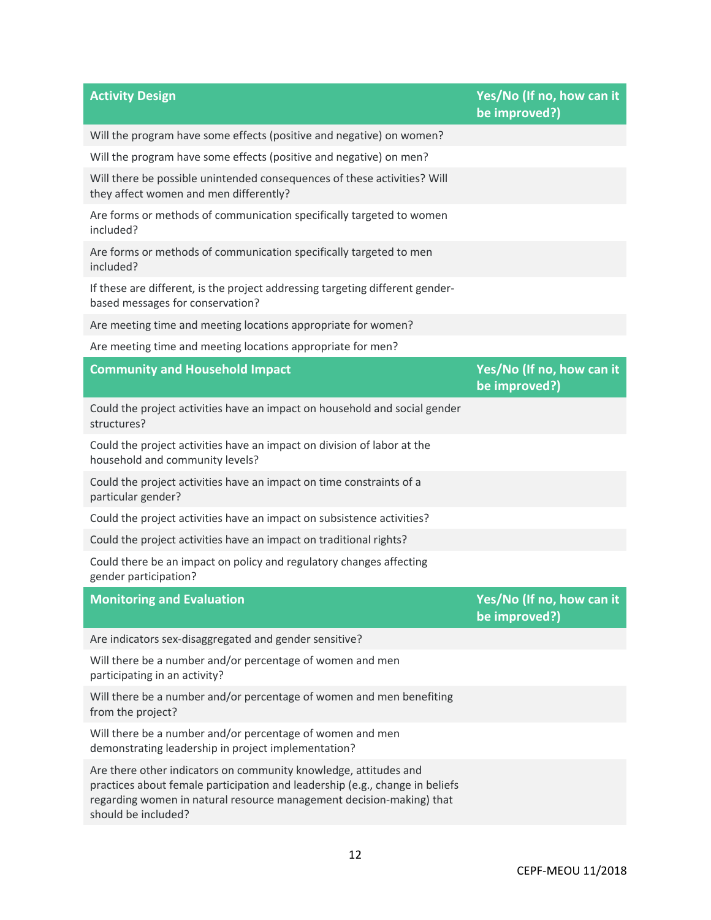| Activity Design | Yes/No (If no, how can it be improved?) |
|---|---|
| Will the program have some effects (positive and negative) on women? | |
| Will the program have some effects (positive and negative) on men? | |
| Will there be possible unintended consequences of these activities? Will they affect women and men differently? | |
| Are forms or methods of communication specifically targeted to women included? | |
| Are forms or methods of communication specifically targeted to men included? | |
| If these are different, is the project addressing targeting different gender-based messages for conservation? | |
| Are meeting time and meeting locations appropriate for women? | |
| Are meeting time and meeting locations appropriate for men? | |

| Community and Household Impact | Yes/No (If no, how can it be improved?) |
|---|---|
| Could the project activities have an impact on household and social gender structures? | |
| Could the project activities have an impact on division of labor at the household and community levels? | |
| Could the project activities have an impact on time constraints of a particular gender? | |
| Could the project activities have an impact on subsistence activities? | |
| Could the project activities have an impact on traditional rights? | |
| Could there be an impact on policy and regulatory changes affecting gender participation? | |

| Monitoring and Evaluation | Yes/No (If no, how can it be improved?) |
|---|---|
| Are indicators sex-disaggregated and gender sensitive? | |
| Will there be a number and/or percentage of women and men participating in an activity? | |
| Will there be a number and/or percentage of women and men benefiting from the project? | |
| Will there be a number and/or percentage of women and men demonstrating leadership in project implementation? | |
| Are there other indicators on community knowledge, attitudes and practices about female participation and leadership (e.g., change in beliefs regarding women in natural resource management decision-making) that should be included? | |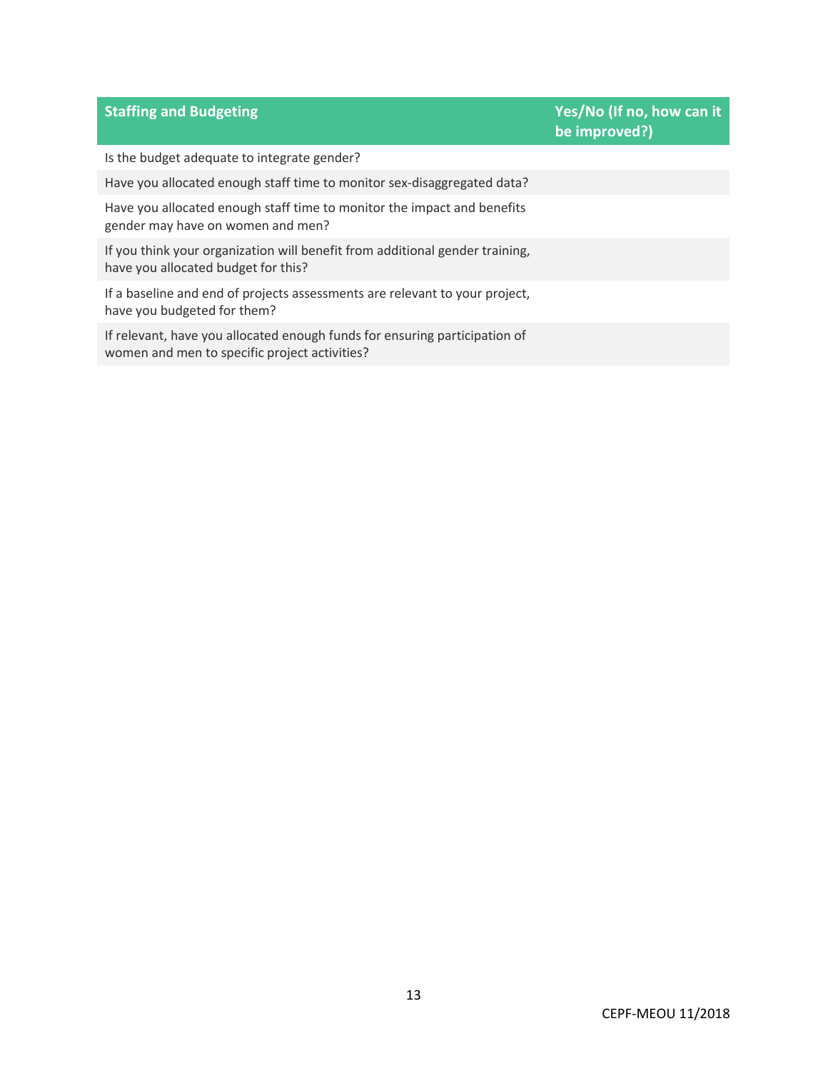| Staffing and Budgeting | Yes/No (If no, how can it be improved?) |
|---|---|
| Is the budget adequate to integrate gender? | |
| Have you allocated enough staff time to monitor sex-disaggregated data? | |
| Have you allocated enough staff time to monitor the impact and benefits gender may have on women and men? | |
| If you think your organization will benefit from additional gender training, have you allocated budget for this? | |
| If a baseline and end of projects assessments are relevant to your project, have you budgeted for them? | |
| If relevant, have you allocated enough funds for ensuring participation of women and men to specific project activities? | |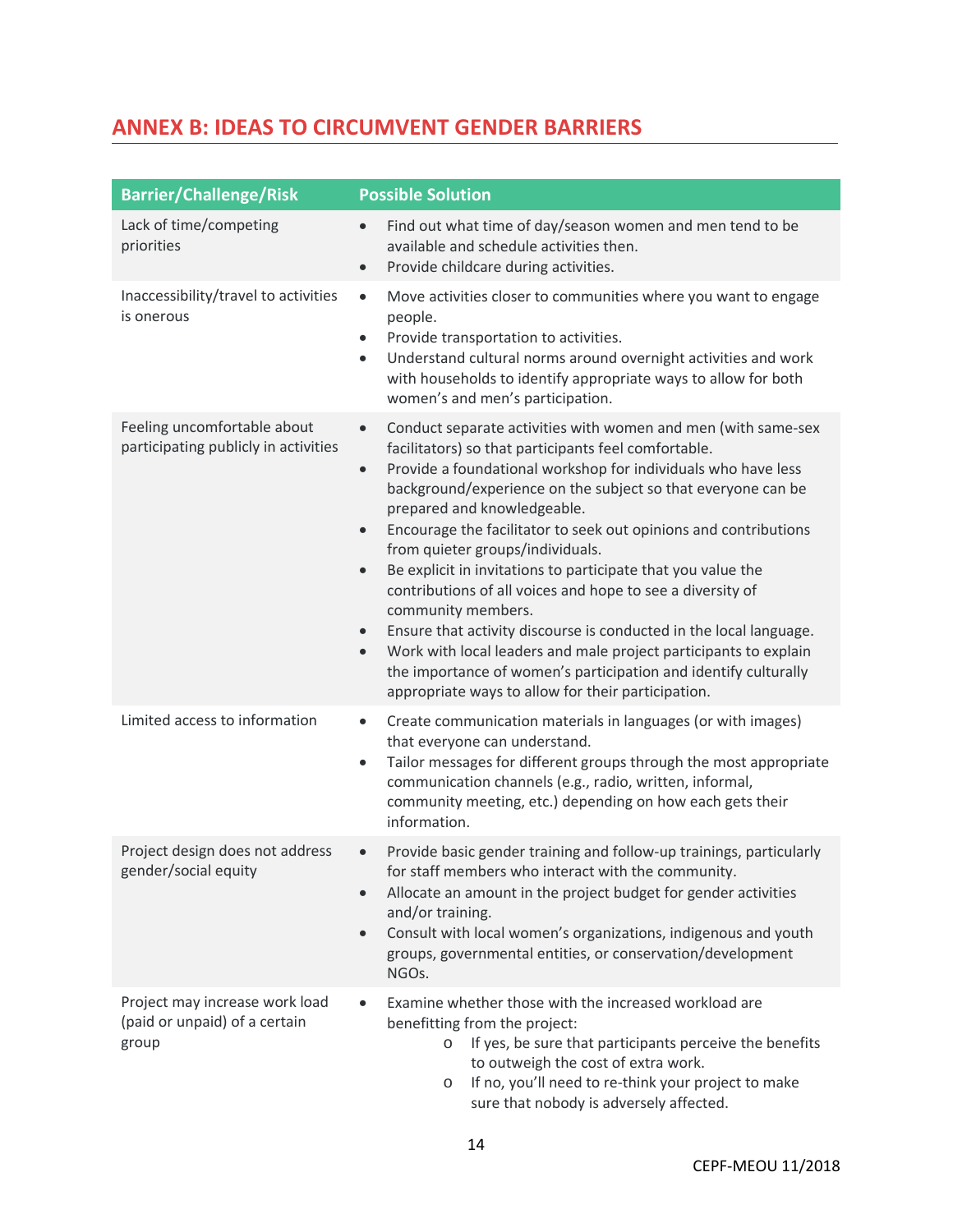## ANNEX B: IDEAS TO CIRCUMVENT GENDER BARRIERS

| Barrier/Challenge/Risk | Possible Solution |
|---|---|
| Lack of time/competing priorities | • Find out what time of day/season women and men tend to be available and schedule activities then.<br>• Provide childcare during activities. |
| Inaccessibility/travel to activities is onerous | • Move activities closer to communities where you want to engage people.<br>• Provide transportation to activities.<br>• Understand cultural norms around overnight activities and work with households to identify appropriate ways to allow for both women's and men's participation. |
| Feeling uncomfortable about participating publicly in activities | • Conduct separate activities with women and men (with same-sex facilitators) so that participants feel comfortable.<br>• Provide a foundational workshop for individuals who have less background/experience on the subject so that everyone can be prepared and knowledgeable.<br>• Encourage the facilitator to seek out opinions and contributions from quieter groups/individuals.<br>• Be explicit in invitations to participate that you value the contributions of all voices and hope to see a diversity of community members.<br>• Ensure that activity discourse is conducted in the local language.<br>• Work with local leaders and male project participants to explain the importance of women's participation and identify culturally appropriate ways to allow for their participation. |
| Limited access to information | • Create communication materials in languages (or with images) that everyone can understand.<br>• Tailor messages for different groups through the most appropriate communication channels (e.g., radio, written, informal, community meeting, etc.) depending on how each gets their information. |
| Project design does not address gender/social equity | • Provide basic gender training and follow-up trainings, particularly for staff members who interact with the community.<br>• Allocate an amount in the project budget for gender activities and/or training.<br>• Consult with local women's organizations, indigenous and youth groups, governmental entities, or conservation/development NGOs. |
| Project may increase work load (paid or unpaid) of a certain group | • Examine whether those with the increased workload are benefitting from the project:<br>&nbsp;&nbsp;&nbsp;&nbsp;o If yes, be sure that participants perceive the benefits to outweigh the cost of extra work.<br>&nbsp;&nbsp;&nbsp;&nbsp;o If no, you'll need to re-think your project to make sure that nobody is adversely affected. |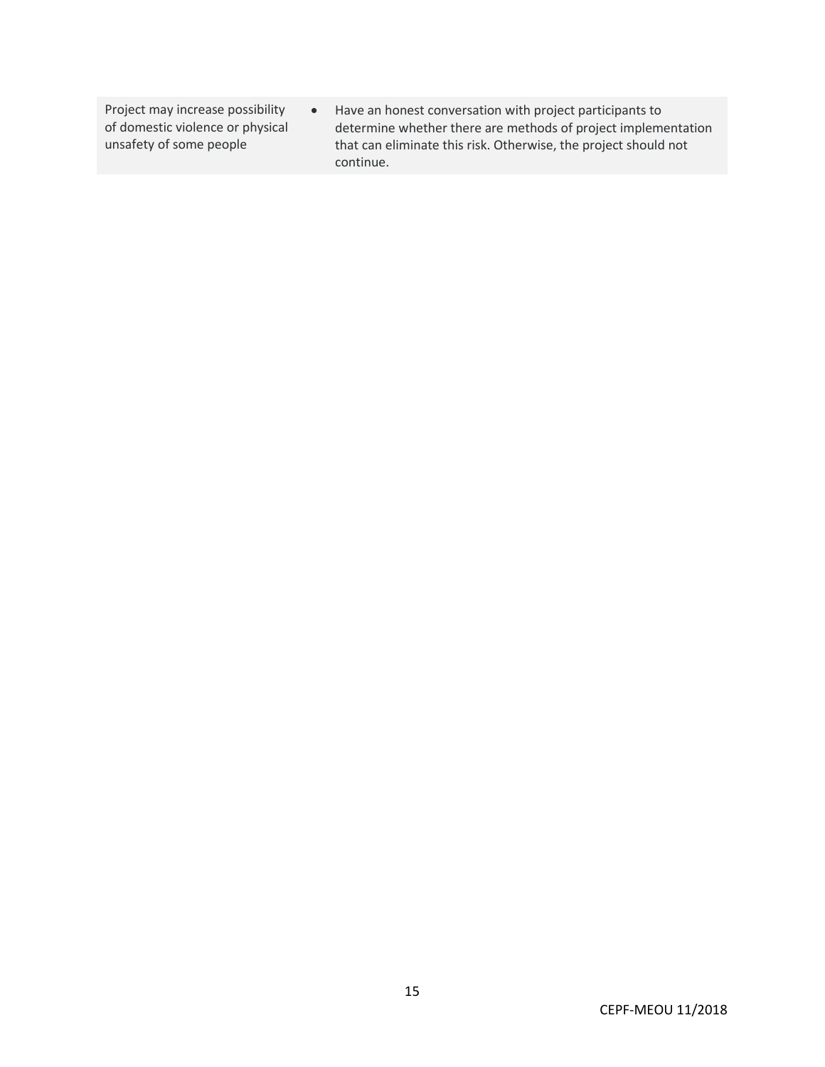| | |
|---|---|
| Project may increase possibility of domestic violence or physical unsafety of some people | • Have an honest conversation with project participants to determine whether there are methods of project implementation that can eliminate this risk. Otherwise, the project should not continue. |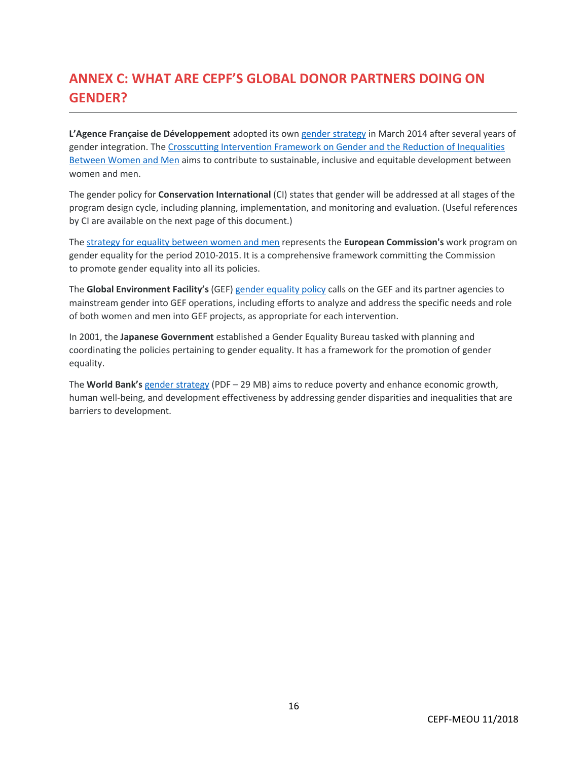# ANNEX C: WHAT ARE CEPF'S GLOBAL DONOR PARTNERS DOING ON GENDER?

**L'Agence Française de Développement** adopted its own gender strategy in March 2014 after several years of gender integration. The Crosscutting Intervention Framework on Gender and the Reduction of Inequalities Between Women and Men aims to contribute to sustainable, inclusive and equitable development between women and men.

The gender policy for **Conservation International** (CI) states that gender will be addressed at all stages of the program design cycle, including planning, implementation, and monitoring and evaluation. (Useful references by CI are available on the next page of this document.)

The strategy for equality between women and men represents the **European Commission's** work program on gender equality for the period 2010-2015. It is a comprehensive framework committing the Commission to promote gender equality into all its policies.

The **Global Environment Facility's** (GEF) gender equality policy calls on the GEF and its partner agencies to mainstream gender into GEF operations, including efforts to analyze and address the specific needs and role of both women and men into GEF projects, as appropriate for each intervention.

In 2001, the **Japanese Government** established a Gender Equality Bureau tasked with planning and coordinating the policies pertaining to gender equality. It has a framework for the promotion of gender equality.

The **World Bank's** gender strategy (PDF – 29 MB) aims to reduce poverty and enhance economic growth, human well-being, and development effectiveness by addressing gender disparities and inequalities that are barriers to development.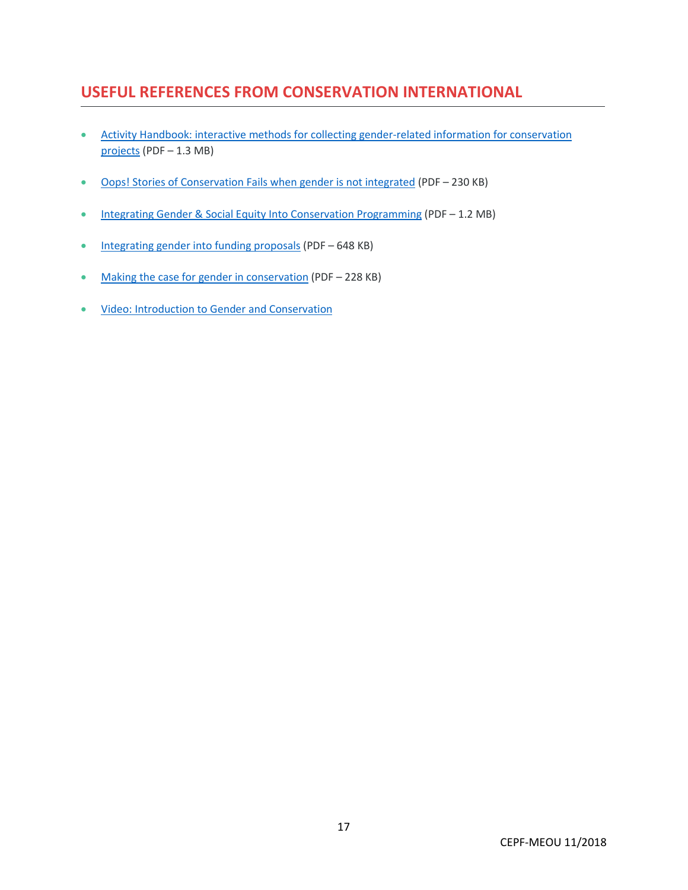## USEFUL REFERENCES FROM CONSERVATION INTERNATIONAL

- Activity Handbook: interactive methods for collecting gender-related information for conservation projects (PDF – 1.3 MB)
- Oops! Stories of Conservation Fails when gender is not integrated (PDF – 230 KB)
- Integrating Gender & Social Equity Into Conservation Programming (PDF – 1.2 MB)
- Integrating gender into funding proposals (PDF – 648 KB)
- Making the case for gender in conservation (PDF – 228 KB)
- Video: Introduction to Gender and Conservation